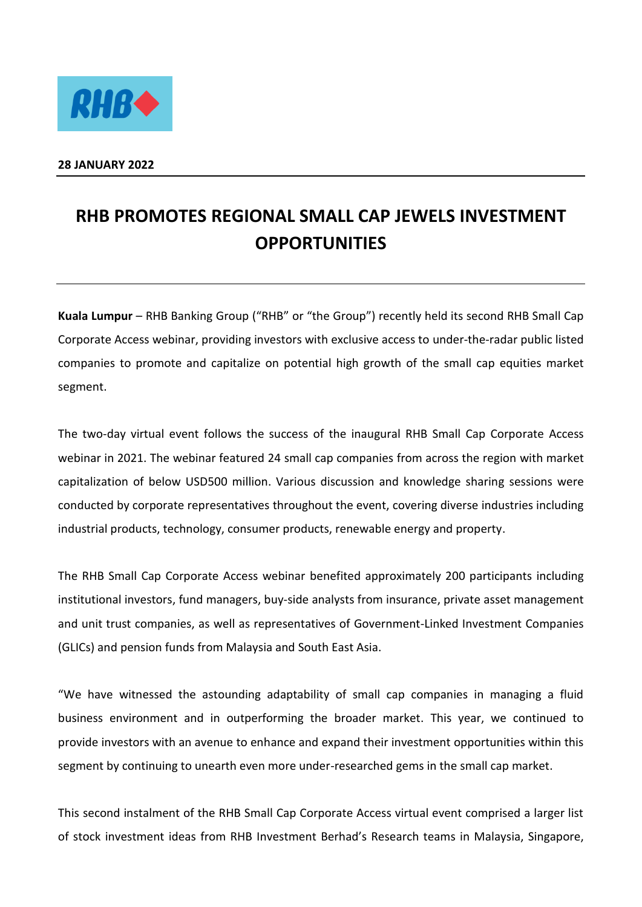**28 JANUARY 2022**

# RHB PROMOTES REGIONAL SMALL CAP JEWELS INVESTMENT OPPORTUNITIES

**Kuala Lumpur** – RHB Banking Group ("RHB" or "the Group") recently held its second RHB Small Cap Corporate Access webinar, providing investors with exclusive access to under-the-radar public listed companies to promote and capitalize on potential high growth of the small cap equities market segment.

The two-day virtual event follows the success of the inaugural RHB Small Cap Corporate Access webinar in 2021. The webinar featured 24 small cap companies from across the region with market capitalization of below USD500 million. Various discussion and knowledge sharing sessions were conducted by corporate representatives throughout the event, covering diverse industries including industrial products, technology, consumer products, renewable energy and property.

The RHB Small Cap Corporate Access webinar benefited approximately 200 participants including institutional investors, fund managers, buy-side analysts from insurance, private asset management and unit trust companies, as well as representatives of Government-Linked Investment Companies (GLICs) and pension funds from Malaysia and South East Asia.

"We have witnessed the astounding adaptability of small cap companies in managing a fluid business environment and in outperforming the broader market. This year, we continued to provide investors with an avenue to enhance and expand their investment opportunities within this segment by continuing to unearth even more under-researched gems in the small cap market.

This second instalment of the RHB Small Cap Corporate Access virtual event comprised a larger list of stock investment ideas from RHB Investment Berhad's Research teams in Malaysia, Singapore,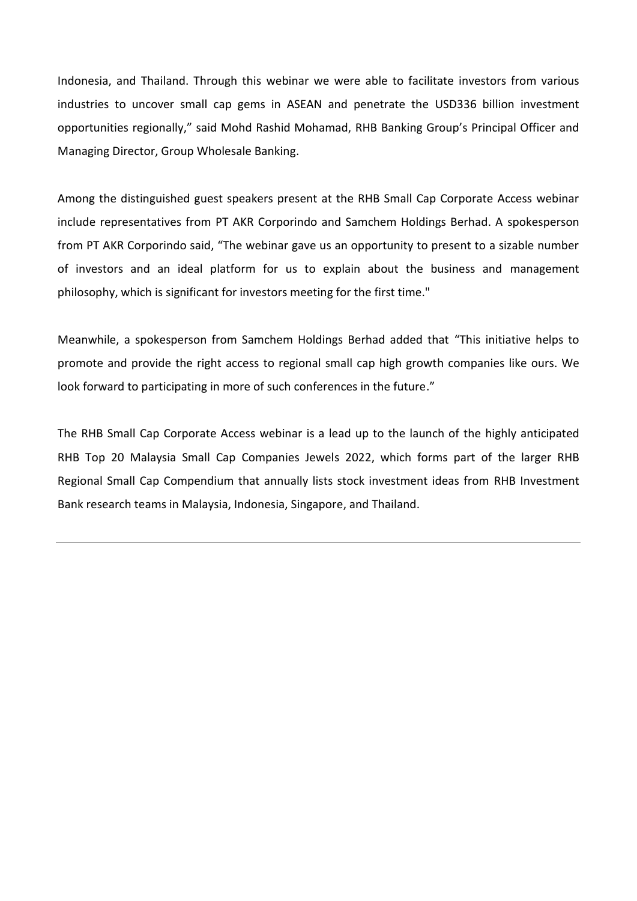Indonesia, and Thailand. Through this webinar we were able to facilitate investors from various industries to uncover small cap gems in ASEAN and penetrate the USD336 billion investment opportunities regionally," said Mohd Rashid Mohamad, RHB Banking Group's Principal Officer and Managing Director, Group Wholesale Banking.

Among the distinguished guest speakers present at the RHB Small Cap Corporate Access webinar include representatives from PT AKR Corporindo and Samchem Holdings Berhad. A spokesperson from PT AKR Corporindo said, "The webinar gave us an opportunity to present to a sizable number of investors and an ideal platform for us to explain about the business and management philosophy, which is significant for investors meeting for the first time."

Meanwhile, a spokesperson from Samchem Holdings Berhad added that "This initiative helps to promote and provide the right access to regional small cap high growth companies like ours. We look forward to participating in more of such conferences in the future."

The RHB Small Cap Corporate Access webinar is a lead up to the launch of the highly anticipated RHB Top 20 Malaysia Small Cap Companies Jewels 2022, which forms part of the larger RHB Regional Small Cap Compendium that annually lists stock investment ideas from RHB Investment Bank research teams in Malaysia, Indonesia, Singapore, and Thailand.

---